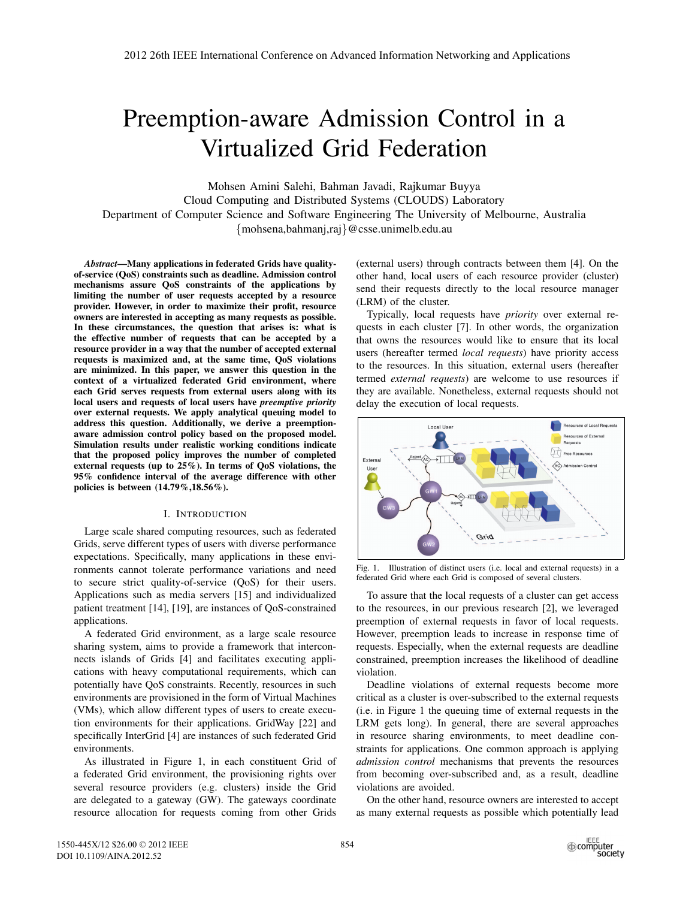# Preemption-aware Admission Control in a Virtualized Grid Federation

Mohsen Amini Salehi, Bahman Javadi, Rajkumar Buyya
Cloud Computing and Distributed Systems (CLOUDS) Laboratory
Department of Computer Science and Software Engineering The University of Melbourne, Australia
{mohsena,bahmanj,raj}@csse.unimelb.edu.au

***Abstract*—Many applications in federated Grids have quality-of-service (QoS) constraints such as deadline. Admission control mechanisms assure QoS constraints of the applications by limiting the number of user requests accepted by a resource provider. However, in order to maximize their profit, resource owners are interested in accepting as many requests as possible. In these circumstances, the question that arises is: what is the effective number of requests that can be accepted by a resource provider in a way that the number of accepted external requests is maximized and, at the same time, QoS violations are minimized. In this paper, we answer this question in the context of a virtualized federated Grid environment, where each Grid serves requests from external users along with its local users and requests of local users have *preemptive priority* over external requests. We apply analytical queuing model to address this question. Additionally, we derive a preemption-aware admission control policy based on the proposed model. Simulation results under realistic working conditions indicate that the proposed policy improves the number of completed external requests (up to 25%). In terms of QoS violations, the 95% confidence interval of the average difference with other policies is between (14.79%,18.56%).**

## I. Introduction

Large scale shared computing resources, such as federated Grids, serve different types of users with diverse performance expectations. Specifically, many applications in these environments cannot tolerate performance variations and need to secure strict quality-of-service (QoS) for their users. Applications such as media servers [15] and individualized patient treatment [14], [19], are instances of QoS-constrained applications.

A federated Grid environment, as a large scale resource sharing system, aims to provide a framework that interconnects islands of Grids [4] and facilitates executing applications with heavy computational requirements, which can potentially have QoS constraints. Recently, resources in such environments are provisioned in the form of Virtual Machines (VMs), which allow different types of users to create execution environments for their applications. GridWay [22] and specifically InterGrid [4] are instances of such federated Grid environments.

As illustrated in Figure 1, in each constituent Grid of a federated Grid environment, the provisioning rights over several resource providers (e.g. clusters) inside the Grid are delegated to a gateway (GW). The gateways coordinate resource allocation for requests coming from other Grids (external users) through contracts between them [4]. On the other hand, local users of each resource provider (cluster) send their requests directly to the local resource manager (LRM) of the cluster.

Typically, local requests have *priority* over external requests in each cluster [7]. In other words, the organization that owns the resources would like to ensure that its local users (hereafter termed *local requests*) have priority access to the resources. In this situation, external users (hereafter termed *external requests*) are welcome to use resources if they are available. Nonetheless, external requests should not delay the execution of local requests.

Fig. 1. Illustration of distinct users (i.e. local and external requests) in a federated Grid where each Grid is composed of several clusters.

To assure that the local requests of a cluster can get access to the resources, in our previous research [2], we leveraged preemption of external requests in favor of local requests. However, preemption leads to increase in response time of requests. Especially, when the external requests are deadline constrained, preemption increases the likelihood of deadline violation.

Deadline violations of external requests become more critical as a cluster is over-subscribed to the external requests (i.e. in Figure 1 the queuing time of external requests in the LRM gets long). In general, there are several approaches in resource sharing environments, to meet deadline constraints for applications. One common approach is applying *admission control* mechanisms that prevents the resources from becoming over-subscribed and, as a result, deadline violations are avoided.

On the other hand, resource owners are interested to accept as many external requests as possible which potentially lead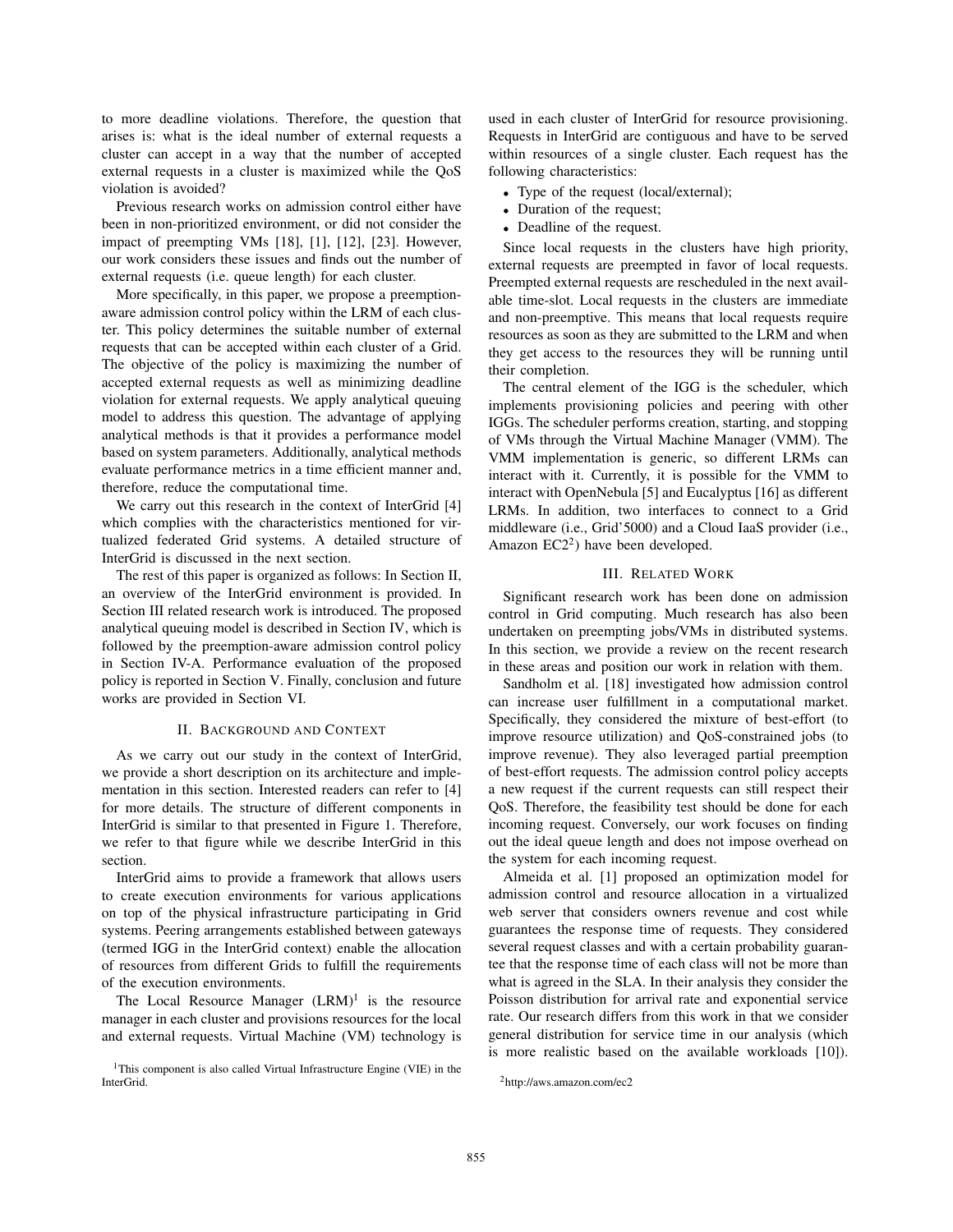to more deadline violations. Therefore, the question that arises is: what is the ideal number of external requests a cluster can accept in a way that the number of accepted external requests in a cluster is maximized while the QoS violation is avoided?

Previous research works on admission control either have been in non-prioritized environment, or did not consider the impact of preempting VMs [18], [1], [12], [23]. However, our work considers these issues and finds out the number of external requests (i.e. queue length) for each cluster.

More specifically, in this paper, we propose a preemption-aware admission control policy within the LRM of each cluster. This policy determines the suitable number of external requests that can be accepted within each cluster of a Grid. The objective of the policy is maximizing the number of accepted external requests as well as minimizing deadline violation for external requests. We apply analytical queuing model to address this question. The advantage of applying analytical methods is that it provides a performance model based on system parameters. Additionally, analytical methods evaluate performance metrics in a time efficient manner and, therefore, reduce the computational time.

We carry out this research in the context of InterGrid [4] which complies with the characteristics mentioned for virtualized federated Grid systems. A detailed structure of InterGrid is discussed in the next section.

The rest of this paper is organized as follows: In Section II, an overview of the InterGrid environment is provided. In Section III related research work is introduced. The proposed analytical queuing model is described in Section IV, which is followed by the preemption-aware admission control policy in Section IV-A. Performance evaluation of the proposed policy is reported in Section V. Finally, conclusion and future works are provided in Section VI.

## II. Background and Context

As we carry out our study in the context of InterGrid, we provide a short description on its architecture and implementation in this section. Interested readers can refer to [4] for more details. The structure of different components in InterGrid is similar to that presented in Figure 1. Therefore, we refer to that figure while we describe InterGrid in this section.

InterGrid aims to provide a framework that allows users to create execution environments for various applications on top of the physical infrastructure participating in Grid systems. Peering arrangements established between gateways (termed IGG in the InterGrid context) enable the allocation of resources from different Grids to fulfill the requirements of the execution environments.

The Local Resource Manager (LRM)[1] is the resource manager in each cluster and provisions resources for the local and external requests. Virtual Machine (VM) technology is used in each cluster of InterGrid for resource provisioning. Requests in InterGrid are contiguous and have to be served within resources of a single cluster. Each request has the following characteristics:

- Type of the request (local/external);
- Duration of the request;
- Deadline of the request.

Since local requests in the clusters have high priority, external requests are preempted in favor of local requests. Preempted external requests are rescheduled in the next available time-slot. Local requests in the clusters are immediate and non-preemptive. This means that local requests require resources as soon as they are submitted to the LRM and when they get access to the resources they will be running until their completion.

The central element of the IGG is the scheduler, which implements provisioning policies and peering with other IGGs. The scheduler performs creation, starting, and stopping of VMs through the Virtual Machine Manager (VMM). The VMM implementation is generic, so different LRMs can interact with it. Currently, it is possible for the VMM to interact with OpenNebula [5] and Eucalyptus [16] as different LRMs. In addition, two interfaces to connect to a Grid middleware (i.e., Grid'5000) and a Cloud IaaS provider (i.e., Amazon EC2[2]) have been developed.

## III. Related Work

Significant research work has been done on admission control in Grid computing. Much research has also been undertaken on preempting jobs/VMs in distributed systems. In this section, we provide a review on the recent research in these areas and position our work in relation with them.

Sandholm et al. [18] investigated how admission control can increase user fulfillment in a computational market. Specifically, they considered the mixture of best-effort (to improve resource utilization) and QoS-constrained jobs (to improve revenue). They also leveraged partial preemption of best-effort requests. The admission control policy accepts a new request if the current requests can still respect their QoS. Therefore, the feasibility test should be done for each incoming request. Conversely, our work focuses on finding out the ideal queue length and does not impose overhead on the system for each incoming request.

Almeida et al. [1] proposed an optimization model for admission control and resource allocation in a virtualized web server that considers owners revenue and cost while guarantees the response time of requests. They considered several request classes and with a certain probability guarantee that the response time of each class will not be more than what is agreed in the SLA. In their analysis they consider the Poisson distribution for arrival rate and exponential service rate. Our research differs from this work in that we consider general distribution for service time in our analysis (which is more realistic based on the available workloads [10]).

[1] This component is also called Virtual Infrastructure Engine (VIE) in the InterGrid.

[2] http://aws.amazon.com/ec2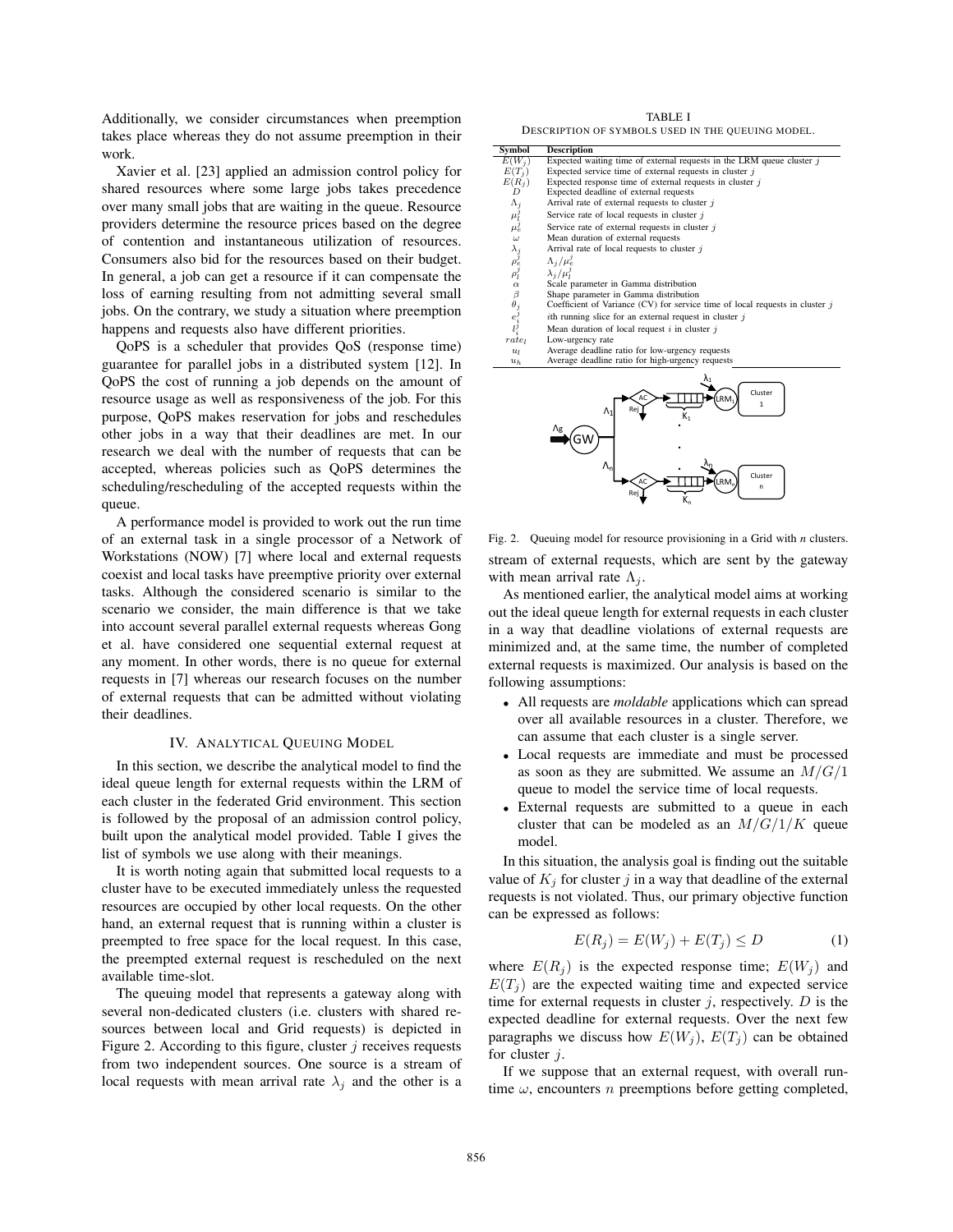Additionally, we consider circumstances when preemption takes place whereas they do not assume preemption in their work.

Xavier et al. [23] applied an admission control policy for shared resources where some large jobs takes precedence over many small jobs that are waiting in the queue. Resource providers determine the resource prices based on the degree of contention and instantaneous utilization of resources. Consumers also bid for the resources based on their budget. In general, a job can get a resource if it can compensate the loss of earning resulting from not admitting several small jobs. On the contrary, we study a situation where preemption happens and requests also have different priorities.

QoPS is a scheduler that provides QoS (response time) guarantee for parallel jobs in a distributed system [12]. In QoPS the cost of running a job depends on the amount of resource usage as well as responsiveness of the job. For this purpose, QoPS makes reservation for jobs and reschedules other jobs in a way that their deadlines are met. In our research we deal with the number of requests that can be accepted, whereas policies such as QoPS determines the scheduling/rescheduling of the accepted requests within the queue.

A performance model is provided to work out the run time of an external task in a single processor of a Network of Workstations (NOW) [7] where local and external requests coexist and local tasks have preemptive priority over external tasks. Although the considered scenario is similar to the scenario we consider, the main difference is that we take into account several parallel external requests whereas Gong et al. have considered one sequential external request at any moment. In other words, there is no queue for external requests in [7] whereas our research focuses on the number of external requests that can be admitted without violating their deadlines.

## IV. Analytical Queuing Model

In this section, we describe the analytical model to find the ideal queue length for external requests within the LRM of each cluster in the federated Grid environment. This section is followed by the proposal of an admission control policy, built upon the analytical model provided. Table I gives the list of symbols we use along with their meanings.

It is worth noting again that submitted local requests to a cluster have to be executed immediately unless the requested resources are occupied by other local requests. On the other hand, an external request that is running within a cluster is preempted to free space for the local request. In this case, the preempted external request is rescheduled on the next available time-slot.

The queuing model that represents a gateway along with several non-dedicated clusters (i.e. clusters with shared resources between local and Grid requests) is depicted in Figure 2. According to this figure, cluster $j$ receives requests from two independent sources. One source is a stream of local requests with mean arrival rate $\lambda_j$ and the other is a stream of external requests, which are sent by the gateway with mean arrival rate $\Lambda_j$.

TABLE I
Description of symbols used in the queuing model.

| Symbol | Description |
|---|---|
| $E(W_j)$ | Expected waiting time of external requests in the LRM queue cluster $j$ |
| $E(T_j)$ | Expected service time of external requests in cluster $j$ |
| $E(R_j)$ | Expected response time of external requests in cluster $j$ |
| $D$ | Expected deadline of external requests |
| $\Lambda_j$ | Arrival rate of external requests to cluster $j$ |
| $\mu_l^j$ | Service rate of local requests in cluster $j$ |
| $\mu_e^j$ | Service rate of external requests in cluster $j$ |
| $\omega$ | Mean duration of external requests |
| $\lambda_j$ | Arrival rate of local requests to cluster $j$ |
| $\rho_e^j$ | $\Lambda_j/\mu_e^j$ |
| $\rho_l^j$ | $\lambda_j/\mu_l^j$ |
| $\alpha$ | Scale parameter in Gamma distribution |
| $\beta$ | Shape parameter in Gamma distribution |
| $\theta_j$ | Coefficient of Variance (CV) for service time of local requests in cluster $j$ |
| $e_i^j$ | $i$th running slice for an external request in cluster $j$ |
| $l_i^j$ | Mean duration of local request $i$ in cluster $j$ |
| $rate_l$ | Low-urgency rate |
| $u_l$ | Average deadline ratio for low-urgency requests |
| $u_h$ | Average deadline ratio for high-urgency requests |

Fig. 2. Queuing model for resource provisioning in a Grid with $n$ clusters.

As mentioned earlier, the analytical model aims at working out the ideal queue length for external requests in each cluster in a way that deadline violations of external requests are minimized and, at the same time, the number of completed external requests is maximized. Our analysis is based on the following assumptions:

- All requests are *moldable* applications which can spread over all available resources in a cluster. Therefore, we can assume that each cluster is a single server.
- Local requests are immediate and must be processed as soon as they are submitted. We assume an $M/G/1$ queue to model the service time of local requests.
- External requests are submitted to a queue in each cluster that can be modeled as an $M/G/1/K$ queue model.

In this situation, the analysis goal is finding out the suitable value of $K_j$ for cluster $j$ in a way that deadline of the external requests is not violated. Thus, our primary objective function can be expressed as follows:

$$E(R_j) = E(W_j) + E(T_j) \leq D \tag{1}$$

where $E(R_j)$ is the expected response time; $E(W_j)$ and $E(T_j)$ are the expected waiting time and expected service time for external requests in cluster $j$, respectively. $D$ is the expected deadline for external requests. Over the next few paragraphs we discuss how $E(W_j)$, $E(T_j)$ can be obtained for cluster $j$.

If we suppose that an external request, with overall runtime $\omega$, encounters $n$ preemptions before getting completed,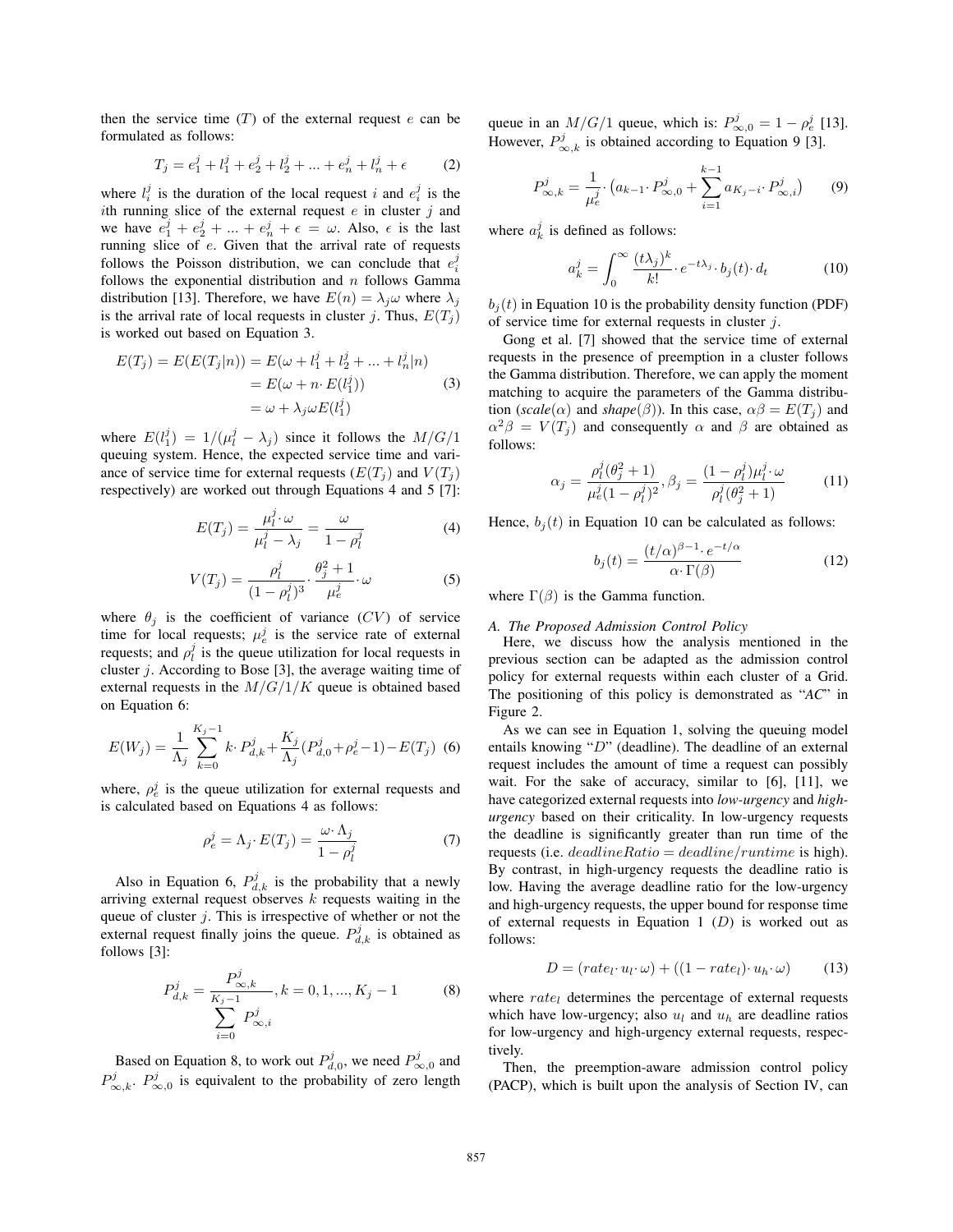then the service time ($T$) of the external request $e$ can be formulated as follows:

$$T_j = e_1^j + l_1^j + e_2^j + l_2^j + ... + e_n^j + l_n^j + \epsilon \tag{2}$$

where $l_i^j$ is the duration of the local request $i$ and $e_i^j$ is the $i$th running slice of the external request $e$ in cluster $j$ and we have $e_1^j + e_2^j + ... + e_n^j + \epsilon = \omega$. Also, $\epsilon$ is the last running slice of $e$. Given that the arrival rate of requests follows the Poisson distribution, we can conclude that $e_i^j$ follows the exponential distribution and $n$ follows Gamma distribution [13]. Therefore, we have $E(n) = \lambda_j \omega$ where $\lambda_j$ is the arrival rate of local requests in cluster $j$. Thus, $E(T_j)$ is worked out based on Equation 3.

$$\begin{aligned} E(T_j) = E(E(T_j|n)) &= E(\omega + l_1^j + l_2^j + ... + l_n^j|n) \\ &= E(\omega + n \cdot E(l_1^j)) \\ &= \omega + \lambda_j \omega E(l_1^j) \end{aligned} \tag{3}$$

where $E(l_1^j) = 1/(\mu_l^j - \lambda_j)$ since it follows the $M/G/1$ queuing system. Hence, the expected service time and variance of service time for external requests ($E(T_j)$ and $V(T_j)$ respectively) are worked out through Equations 4 and 5 [7]:

$$E(T_j) = \frac{\mu_l^j \cdot \omega}{\mu_l^j - \lambda_j} = \frac{\omega}{1 - \rho_l^j} \tag{4}$$

$$V(T_j) = \frac{\rho_l^j}{(1 - \rho_l^j)^3} \cdot \frac{\theta_j^2 + 1}{\mu_e^j} \cdot \omega \tag{5}$$

where $\theta_j$ is the coefficient of variance ($CV$) of service time for local requests; $\mu_e^j$ is the service rate of external requests; and $\rho_l^j$ is the queue utilization for local requests in cluster $j$. According to Bose [3], the average waiting time of external requests in the $M/G/1/K$ queue is obtained based on Equation 6:

$$E(W_j) = \frac{1}{\Lambda_j} \sum_{k=0}^{K_j - 1} k \cdot P_{d,k}^j + \frac{K_j}{\Lambda_j}(P_{d,0}^j + \rho_e^j - 1) - E(T_j) \tag{6}$$

where, $\rho_e^j$ is the queue utilization for external requests and is calculated based on Equations 4 as follows:

$$\rho_e^j = \Lambda_j \cdot E(T_j) = \frac{\omega \cdot \Lambda_j}{1 - \rho_l^j} \tag{7}$$

Also in Equation 6, $P_{d,k}^j$ is the probability that a newly arriving external request observes $k$ requests waiting in the queue of cluster $j$. This is irrespective of whether or not the external request finally joins the queue. $P_{d,k}^j$ is obtained as follows [3]:

$$P_{d,k}^j = \frac{P_{\infty,k}^j}{\sum_{i=0}^{K_j - 1} P_{\infty,i}^j}, k = 0, 1, ..., K_j - 1 \tag{8}$$

Based on Equation 8, to work out $P_{d,0}^j$, we need $P_{\infty,0}^j$ and $P_{\infty,k}^j$. $P_{\infty,0}^j$ is equivalent to the probability of zero length queue in an $M/G/1$ queue, which is: $P_{\infty,0}^j = 1 - \rho_e^j$ [13]. However, $P_{\infty,k}^j$ is obtained according to Equation 9 [3].

$$P_{\infty,k}^j = \frac{1}{\mu_e^j} \cdot \left(a_{k-1} \cdot P_{\infty,0}^j + \sum_{i=1}^{k-1} a_{K_j - i} \cdot P_{\infty,i}^j\right) \tag{9}$$

where $a_k^j$ is defined as follows:

$$a_k^j = \int_0^\infty \frac{(t\lambda_j)^k}{k!} \cdot e^{-t\lambda_j} \cdot b_j(t) \cdot d_t \tag{10}$$

$b_j(t)$ in Equation 10 is the probability density function (PDF) of service time for external requests in cluster $j$.

Gong et al. [7] showed that the service time of external requests in the presence of preemption in a cluster follows the Gamma distribution. Therefore, we can apply the moment matching to acquire the parameters of the Gamma distribution (*scale*($\alpha$) and *shape*($\beta$)). In this case, $\alpha\beta = E(T_j)$ and $\alpha^2\beta = V(T_j)$ and consequently $\alpha$ and $\beta$ are obtained as follows:

$$\alpha_j = \frac{\rho_l^j(\theta_j^2 + 1)}{\mu_e^j(1 - \rho_l^j)^2}, \beta_j = \frac{(1 - \rho_l^j)\mu_l^j \cdot \omega}{\rho_l^j(\theta_j^2 + 1)} \tag{11}$$

Hence, $b_j(t)$ in Equation 10 can be calculated as follows:

$$b_j(t) = \frac{(t/\alpha)^{\beta - 1} \cdot e^{-t/\alpha}}{\alpha \cdot \Gamma(\beta)} \tag{12}$$

where $\Gamma(\beta)$ is the Gamma function.

### A. The Proposed Admission Control Policy

Here, we discuss how the analysis mentioned in the previous section can be adapted as the admission control policy for external requests within each cluster of a Grid. The positioning of this policy is demonstrated as "*AC*" in Figure 2.

As we can see in Equation 1, solving the queuing model entails knowing "*D*" (deadline). The deadline of an external request includes the amount of time a request can possibly wait. For the sake of accuracy, similar to [6], [11], we have categorized external requests into *low-urgency* and *high-urgency* based on their criticality. In low-urgency requests the deadline is significantly greater than run time of the requests (i.e. $deadlineRatio = deadline/runtime$ is high). By contrast, in high-urgency requests the deadline ratio is low. Having the average deadline ratio for the low-urgency and high-urgency requests, the upper bound for response time of external requests in Equation 1 ($D$) is worked out as follows:

$$D = (rate_l \cdot u_l \cdot \omega) + ((1 - rate_l) \cdot u_h \cdot \omega) \tag{13}$$

where $rate_l$ determines the percentage of external requests which have low-urgency; also $u_l$ and $u_h$ are deadline ratios for low-urgency and high-urgency external requests, respectively.

Then, the preemption-aware admission control policy (PACP), which is built upon the analysis of Section IV, can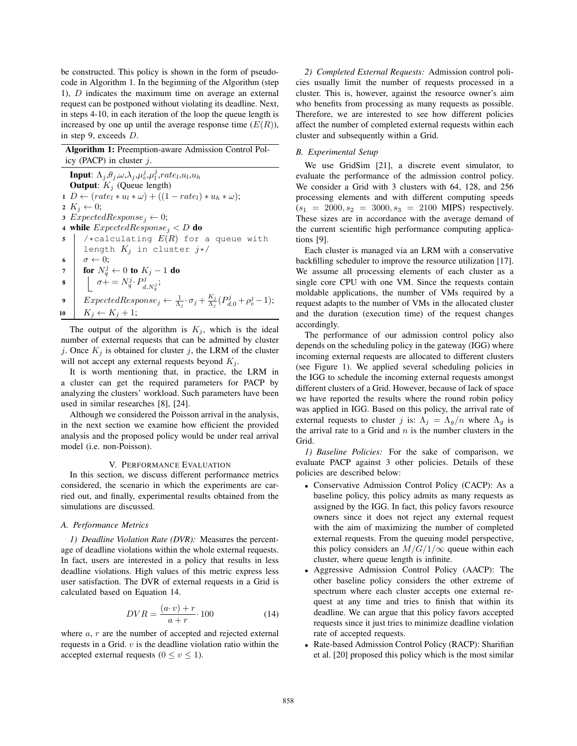be constructed. This policy is shown in the form of pseudo-code in Algorithm 1. In the beginning of the Algorithm (step 1), $D$ indicates the maximum time on average an external request can be postponed without violating its deadline. Next, in steps 4-10, in each iteration of the loop the queue length is increased by one up until the average response time ($E(R)$), in step 9, exceeds $D$.

**Algorithm 1:** Preemption-aware Admission Control Policy (PACP) in cluster $j$.

**Input**: $\Lambda_j$,$\theta_j$,$\omega$,$\lambda_j$,$\mu_e^j$,$\mu_l^j$,$rate_l$,$u_l$,$u_h$
**Output**: $K_j$ (Queue length)

```
1  D ← (rate_l * u_l * ω) + ((1 − rate_l) * u_h * ω);
2  K_j ← 0;
3  ExpectedResponse_j ← 0;
4  while ExpectedResponse_j < D do
5      /*calculating E(R) for a queue with
       length K_j in cluster j*/
6      σ ← 0;
7      for N_q^j ← 0 to K_j − 1 do
8          σ+ = N_q^j · P_{d,N_q^j}^j;
9      ExpectedResponse_j ← (1/Λ_j) · σ_j + (K_j/Λ_j)(P_{d,0}^j + ρ_e^j − 1);
10     K_j ← K_j + 1;
```

The output of the algorithm is $K_j$, which is the ideal number of external requests that can be admitted by cluster $j$. Once $K_j$ is obtained for cluster $j$, the LRM of the cluster will not accept any external requests beyond $K_j$.

It is worth mentioning that, in practice, the LRM in a cluster can get the required parameters for PACP by analyzing the clusters' workload. Such parameters have been used in similar researches [8], [24].

Although we considered the Poisson arrival in the analysis, in the next section we examine how efficient the provided analysis and the proposed policy would be under real arrival model (i.e. non-Poisson).

## V. Performance Evaluation

In this section, we discuss different performance metrics considered, the scenario in which the experiments are carried out, and finally, experimental results obtained from the simulations are discussed.

### A. Performance Metrics

*1) Deadline Violation Rate (DVR):* Measures the percentage of deadline violations within the whole external requests. In fact, users are interested in a policy that results in less deadline violations. High values of this metric express less user satisfaction. The DVR of external requests in a Grid is calculated based on Equation 14.

$$DVR = \frac{(a \cdot v) + r}{a + r} \cdot 100 \tag{14}$$

where $a$, $r$ are the number of accepted and rejected external requests in a Grid. $v$ is the deadline violation ratio within the accepted external requests ($0 \leq v \leq 1$).

*2) Completed External Requests:* Admission control policies usually limit the number of requests processed in a cluster. This is, however, against the resource owner's aim who benefits from processing as many requests as possible. Therefore, we are interested to see how different policies affect the number of completed external requests within each cluster and subsequently within a Grid.

### B. Experimental Setup

We use GridSim [21], a discrete event simulator, to evaluate the performance of the admission control policy. We consider a Grid with 3 clusters with 64, 128, and 256 processing elements and with different computing speeds ($s_1 = 2000, s_2 = 3000, s_3 = 2100$ MIPS) respectively. These sizes are in accordance with the average demand of the current scientific high performance computing applications [9].

Each cluster is managed via an LRM with a conservative backfilling scheduler to improve the resource utilization [17]. We assume all processing elements of each cluster as a single core CPU with one VM. Since the requests contain moldable applications, the number of VMs required by a request adapts to the number of VMs in the allocated cluster and the duration (execution time) of the request changes accordingly.

The performance of our admission control policy also depends on the scheduling policy in the gateway (IGG) where incoming external requests are allocated to different clusters (see Figure 1). We applied several scheduling policies in the IGG to schedule the incoming external requests amongst different clusters of a Grid. However, because of lack of space we have reported the results where the round robin policy was applied in IGG. Based on this policy, the arrival rate of external requests to cluster $j$ is: $\Lambda_j = \Lambda_g/n$ where $\Lambda_g$ is the arrival rate to a Grid and $n$ is the number clusters in the Grid.

*1) Baseline Policies:* For the sake of comparison, we evaluate PACP against 3 other policies. Details of these policies are described below:

- Conservative Admission Control Policy (CACP): As a baseline policy, this policy admits as many requests as assigned by the IGG. In fact, this policy favors resource owners since it does not reject any external request with the aim of maximizing the number of completed external requests. From the queuing model perspective, this policy considers an $M/G/1/\infty$ queue within each cluster, where queue length is infinite.
- Aggressive Admission Control Policy (AACP): The other baseline policy considers the other extreme of spectrum where each cluster accepts one external request at any time and tries to finish that within its deadline. We can argue that this policy favors accepted requests since it just tries to minimize deadline violation rate of accepted requests.
- Rate-based Admission Control Policy (RACP): Sharifian et al. [20] proposed this policy which is the most similar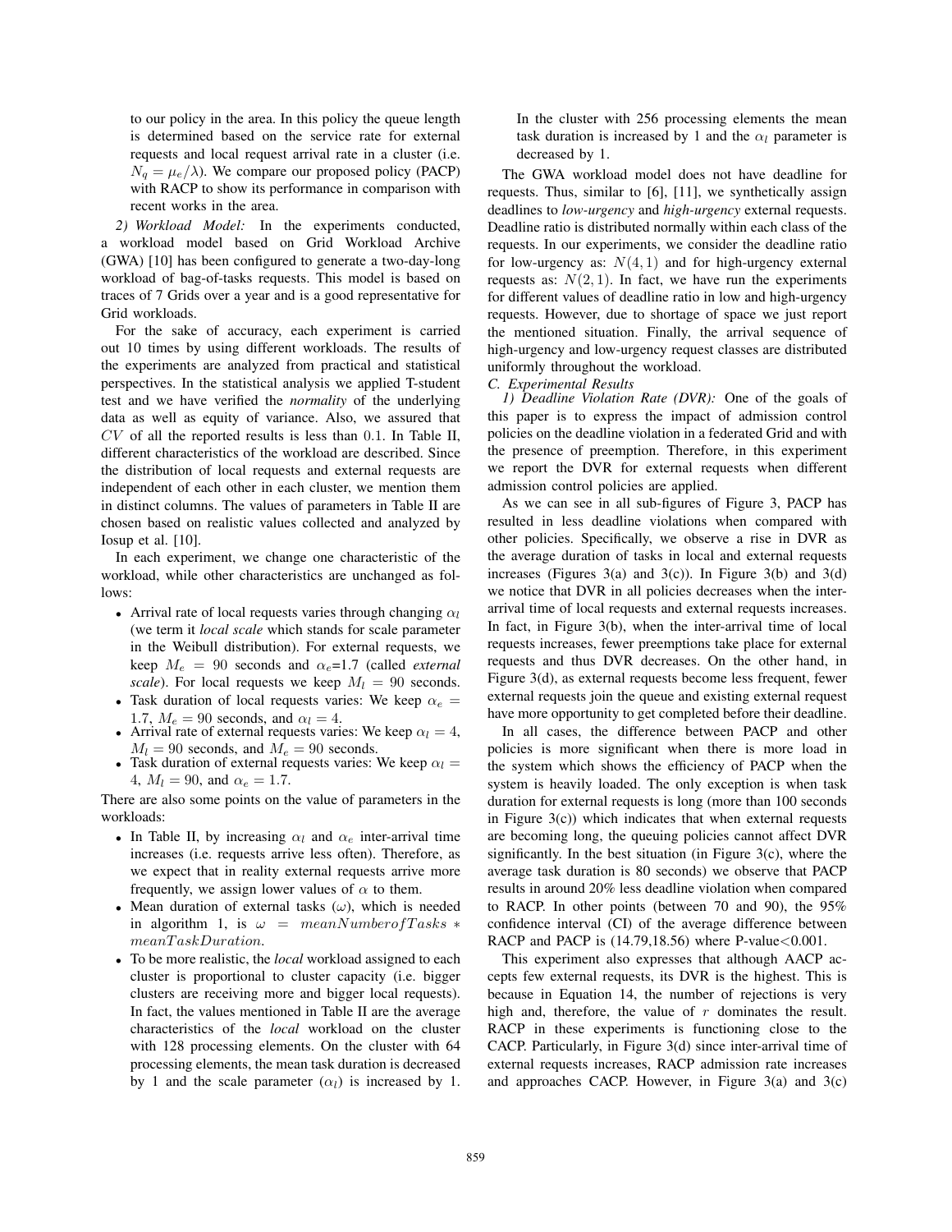to our policy in the area. In this policy the queue length is determined based on the service rate for external requests and local request arrival rate in a cluster (i.e. $N_q = \mu_e/\lambda$). We compare our proposed policy (PACP) with RACP to show its performance in comparison with recent works in the area.

*2) Workload Model:* In the experiments conducted, a workload model based on Grid Workload Archive (GWA) [10] has been configured to generate a two-day-long workload of bag-of-tasks requests. This model is based on traces of 7 Grids over a year and is a good representative for Grid workloads.

For the sake of accuracy, each experiment is carried out 10 times by using different workloads. The results of the experiments are analyzed from practical and statistical perspectives. In the statistical analysis we applied T-student test and we have verified the *normality* of the underlying data as well as equity of variance. Also, we assured that $CV$ of all the reported results is less than 0.1. In Table II, different characteristics of the workload are described. Since the distribution of local requests and external requests are independent of each other in each cluster, we mention them in distinct columns. The values of parameters in Table II are chosen based on realistic values collected and analyzed by Iosup et al. [10].

In each experiment, we change one characteristic of the workload, while other characteristics are unchanged as follows:

- Arrival rate of local requests varies through changing $\alpha_l$ (we term it *local scale* which stands for scale parameter in the Weibull distribution). For external requests, we keep $M_e = 90$ seconds and $\alpha_e$=1.7 (called *external scale*). For local requests we keep $M_l = 90$ seconds.
- Task duration of local requests varies: We keep $\alpha_e = 1.7$, $M_e = 90$ seconds, and $\alpha_l = 4$.
- Arrival rate of external requests varies: We keep $\alpha_l = 4$, $M_l = 90$ seconds, and $M_e = 90$ seconds.
- Task duration of external requests varies: We keep $\alpha_l = 4$, $M_l = 90$, and $\alpha_e = 1.7$.

There are also some points on the value of parameters in the workloads:

- In Table II, by increasing $\alpha_l$ and $\alpha_e$ inter-arrival time increases (i.e. requests arrive less often). Therefore, as we expect that in reality external requests arrive more frequently, we assign lower values of $\alpha$ to them.
- Mean duration of external tasks ($\omega$), which is needed in algorithm 1, is $\omega = meanNumberofTasks * meanTaskDuration$.
- To be more realistic, the *local* workload assigned to each cluster is proportional to cluster capacity (i.e. bigger clusters are receiving more and bigger local requests). In fact, the values mentioned in Table II are the average characteristics of the *local* workload on the cluster with 128 processing elements. On the cluster with 64 processing elements, the mean task duration is decreased by 1 and the scale parameter ($\alpha_l$) is increased by 1. In the cluster with 256 processing elements the mean task duration is increased by 1 and the $\alpha_l$ parameter is decreased by 1.

The GWA workload model does not have deadline for requests. Thus, similar to [6], [11], we synthetically assign deadlines to *low-urgency* and *high-urgency* external requests. Deadline ratio is distributed normally within each class of the requests. In our experiments, we consider the deadline ratio for low-urgency as: $N(4, 1)$ and for high-urgency external requests as: $N(2, 1)$. In fact, we have run the experiments for different values of deadline ratio in low and high-urgency requests. However, due to shortage of space we just report the mentioned situation. Finally, the arrival sequence of high-urgency and low-urgency request classes are distributed uniformly throughout the workload.

### C. Experimental Results

*1) Deadline Violation Rate (DVR):* One of the goals of this paper is to express the impact of admission control policies on the deadline violation in a federated Grid and with the presence of preemption. Therefore, in this experiment we report the DVR for external requests when different admission control policies are applied.

As we can see in all sub-figures of Figure 3, PACP has resulted in less deadline violations when compared with other policies. Specifically, we observe a rise in DVR as the average duration of tasks in local and external requests increases (Figures 3(a) and 3(c)). In Figure 3(b) and 3(d) we notice that DVR in all policies decreases when the inter-arrival time of local requests and external requests increases. In fact, in Figure 3(b), when the inter-arrival time of local requests increases, fewer preemptions take place for external requests and thus DVR decreases. On the other hand, in Figure 3(d), as external requests become less frequent, fewer external requests join the queue and existing external request have more opportunity to get completed before their deadline.

In all cases, the difference between PACP and other policies is more significant when there is more load in the system which shows the efficiency of PACP when the system is heavily loaded. The only exception is when task duration for external requests is long (more than 100 seconds in Figure 3(c)) which indicates that when external requests are becoming long, the queuing policies cannot affect DVR significantly. In the best situation (in Figure 3(c), where the average task duration is 80 seconds) we observe that PACP results in around 20% less deadline violation when compared to RACP. In other points (between 70 and 90), the 95% confidence interval (CI) of the average difference between RACP and PACP is (14.79,18.56) where P-value<0.001.

This experiment also expresses that although AACP accepts few external requests, its DVR is the highest. This is because in Equation 14, the number of rejections is very high and, therefore, the value of $r$ dominates the result. RACP in these experiments is functioning close to the CACP. Particularly, in Figure 3(d) since inter-arrival time of external requests increases, RACP admission rate increases and approaches CACP. However, in Figure 3(a) and 3(c)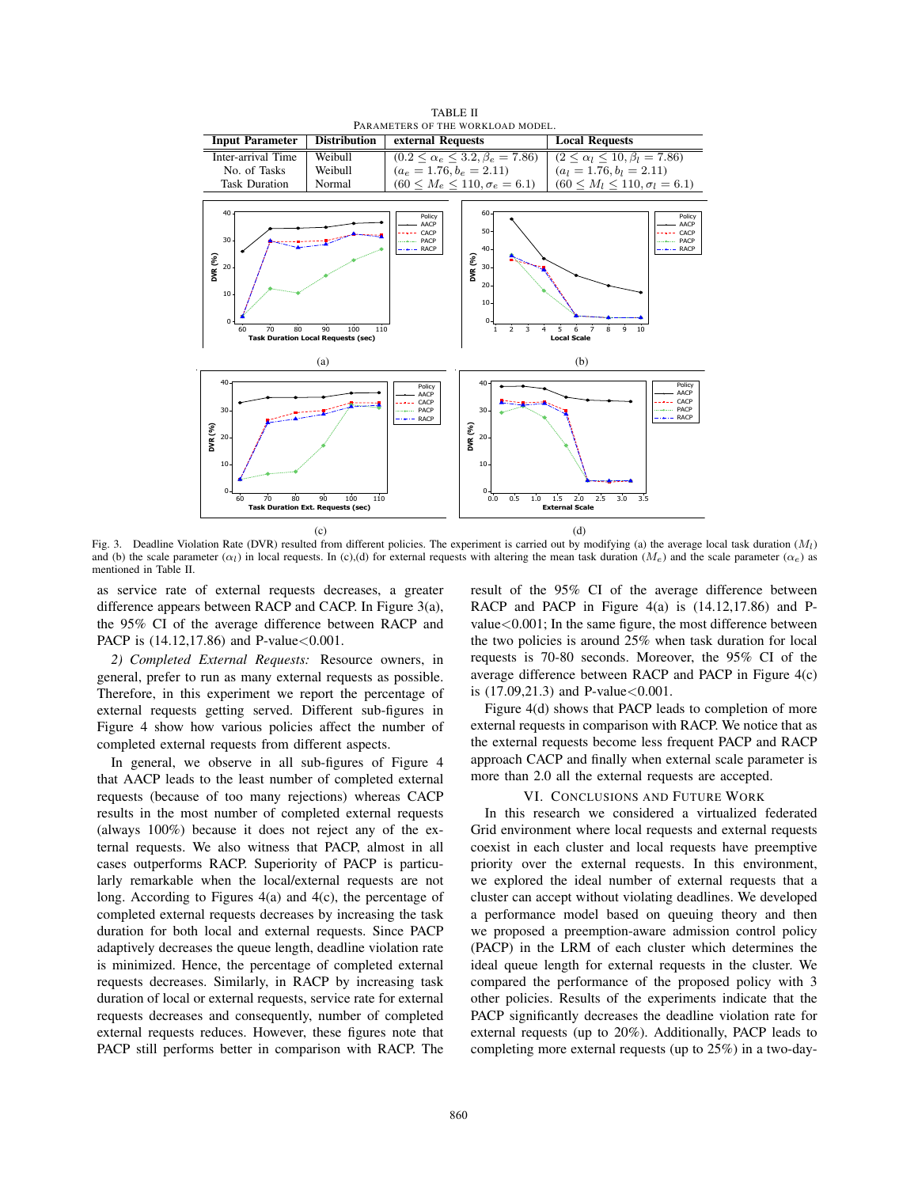TABLE II
PARAMETERS OF THE WORKLOAD MODEL.

| Input Parameter | Distribution | external Requests | Local Requests |
|---|---|---|---|
| Inter-arrival Time | Weibull | $(0.2 \le \alpha_e \le 3.2, \beta_e = 7.86)$ | $(2 \le \alpha_l \le 10, \beta_l = 7.86)$ |
| No. of Tasks | Weibull | $(a_e = 1.76, b_e = 2.11)$ | $(a_l = 1.76, b_l = 2.11)$ |
| Task Duration | Normal | $(60 \le M_e \le 110, \sigma_e = 6.1)$ | $(60 \le M_l \le 110, \sigma_l = 6.1)$ |

Fig. 3. Deadline Violation Rate (DVR) resulted from different policies. The experiment is carried out by modifying (a) the average local task duration ($M_l$) and (b) the scale parameter ($\alpha_l$) in local requests. In (c),(d) for external requests with altering the mean task duration ($M_e$) and the scale parameter ($\alpha_e$) as mentioned in Table II.

as service rate of external requests decreases, a greater difference appears between RACP and CACP. In Figure 3(a), the 95% CI of the average difference between RACP and PACP is (14.12,17.86) and P-value<0.001.

*2) Completed External Requests:* Resource owners, in general, prefer to run as many external requests as possible. Therefore, in this experiment we report the percentage of external requests getting served. Different sub-figures in Figure 4 show how various policies affect the number of completed external requests from different aspects.

In general, we observe in all sub-figures of Figure 4 that AACP leads to the least number of completed external requests (because of too many rejections) whereas CACP results in the most number of completed external requests (always 100%) because it does not reject any of the external requests. We also witness that PACP, almost in all cases outperforms RACP. Superiority of PACP is particularly remarkable when the local/external requests are not long. According to Figures 4(a) and 4(c), the percentage of completed external requests decreases by increasing the task duration for both local and external requests. Since PACP adaptively decreases the queue length, deadline violation rate is minimized. Hence, the percentage of completed external requests decreases. Similarly, in RACP by increasing task duration of local or external requests, service rate for external requests decreases and consequently, number of completed external requests reduces. However, these figures note that PACP still performs better in comparison with RACP. The result of the 95% CI of the average difference between RACP and PACP in Figure 4(a) is (14.12,17.86) and P-value<0.001; In the same figure, the most difference between the two policies is around 25% when task duration for local requests is 70-80 seconds. Moreover, the 95% CI of the average difference between RACP and PACP in Figure 4(c) is (17.09,21.3) and P-value<0.001.

Figure 4(d) shows that PACP leads to completion of more external requests in comparison with RACP. We notice that as the external requests become less frequent PACP and RACP approach CACP and finally when external scale parameter is more than 2.0 all the external requests are accepted.

## VI. CONCLUSIONS AND FUTURE WORK

In this research we considered a virtualized federated Grid environment where local requests and external requests coexist in each cluster and local requests have preemptive priority over the external requests. In this environment, we explored the ideal number of external requests that a cluster can accept without violating deadlines. We developed a performance model based on queuing theory and then we proposed a preemption-aware admission control policy (PACP) in the LRM of each cluster which determines the ideal queue length for external requests in the cluster. We compared the performance of the proposed policy with 3 other policies. Results of the experiments indicate that the PACP significantly decreases the deadline violation rate for external requests (up to 20%). Additionally, PACP leads to completing more external requests (up to 25%) in a two-day-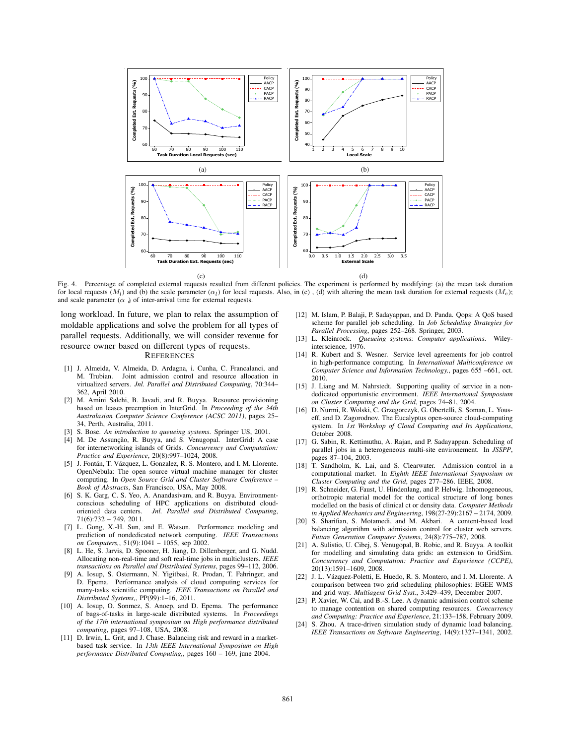(a)

Completed Ext. Requests (%)

100
90
80
70
60

60 70 80 90 100 110

Task Duration Local Requests (sec)

Policy
AACP
CACP
PACP
RACP

(b)

Completed Ext. Requests (%)

100
90
80
70
60
50
40

1 2 3 4 5 6 7 8 9 10

Local Scale

Policy
AACP
CACP
PACP
RACP

(c)

Completed Ext. Requests (%)

100
90
80
70
60

60 70 80 90 100 110

Task Duration Ext. Requests (sec)

Policy
AACP
CACP
PACP
RACP

(d)

Completed Ext. Requests (%)

100
90
80
70
60

0.0 0.5 1.0 1.5 2.0 2.5 3.0 3.5

External Scale

Policy
AACP
CACP
PACP
RACP

Fig. 4. Percentage of completed external requests resulted from different policies. The experiment is performed by modifying: (a) the mean task duration for local requests ($M_l$) and (b) the scale parameter ($\alpha_l$) for local requests. Also, in (c) , (d) with altering the mean task duration for external requests ($M_e$); and scale parameter ($\alpha_e$) of inter-arrival time for external requests.

long workload. In future, we plan to relax the assumption of moldable applications and solve the problem for all types of parallel requests. Additionally, we will consider revenue for resource owner based on different types of requests.

## References

[1] J. Almeida, V. Almeida, D. Ardagna, i. Cunha, C. Francalanci, and M. Trubian. Joint admission control and resource allocation in virtualized servers. *Jnl. Parallel and Distributed Computing*, 70:344–362, April 2010.

[2] M. Amini Salehi, B. Javadi, and R. Buyya. Resource provisioning based on leases preemption in InterGrid. In *Proceeding of the 34th Australasian Computer Science Conference (ACSC 2011)*, pages 25–34, Perth, Australia, 2011.

[3] S. Bose. *An introduction to queueing systems*. Springer US, 2001.

[4] M. De Assunção, R. Buyya, and S. Venugopal. InterGrid: A case for internetworking islands of Grids. *Concurrency and Computation: Practice and Experience*, 20(8):997–1024, 2008.

[5] J. Fontán, T. Vázquez, L. Gonzalez, R. S. Montero, and I. M. Llorente. OpenNebula: The open source virtual machine manager for cluster computing. In *Open Source Grid and Cluster Software Conference – Book of Abstracts*, San Francisco, USA, May 2008.

[6] S. K. Garg, C. S. Yeo, A. Anandasivam, and R. Buyya. Environment-conscious scheduling of HPC applications on distributed cloud-oriented data centers. *Jnl. Parallel and Distributed Computing*, 71(6):732 – 749, 2011.

[7] L. Gong, X.-H. Sun, and E. Watson. Performance modeling and prediction of nondedicated network computing. *IEEE Transactions on Computers,*, 51(9):1041 – 1055, sep 2002.

[8] L. He, S. Jarvis, D. Spooner, H. Jiang, D. Dillenberger, and G. Nudd. Allocating non-real-time and soft real-time jobs in multiclusters. *IEEE transactions on Parallel and Distributed Systems*, pages 99–112, 2006.

[9] A. Iosup, S. Ostermann, N. Yigitbasi, R. Prodan, T. Fahringer, and D. Epema. Performance analysis of cloud computing services for many-tasks scientific computing. *IEEE Transactions on Parallel and Distributed Systems,*, PP(99):1–16, 2011.

[10] A. Iosup, O. Sonmez, S. Anoep, and D. Epema. The performance of bags-of-tasks in large-scale distributed systems. In *Proceedings of the 17th international symposium on High performance distributed computing*, pages 97–108, USA, 2008.

[11] D. Irwin, L. Grit, and J. Chase. Balancing risk and reward in a market-based task service. In *13th IEEE International Symposium on High performance Distributed Computing,*, pages 160 – 169, june 2004.

[12] M. Islam, P. Balaji, P. Sadayappan, and D. Panda. Qops: A QoS based scheme for parallel job scheduling. In *Job Scheduling Strategies for Parallel Processing*, pages 252–268. Springer, 2003.

[13] L. Kleinrock. *Queueing systems: Computer applications*. Wiley-interscience, 1976.

[14] R. Kubert and S. Wesner. Service level agreements for job control in high-performance computing. In *International Multiconference on Computer Science and Information Technology,*, pages 655 –661, oct. 2010.

[15] J. Liang and M. Nahrstedt. Supporting quality of service in a non-dedicated opportunistic environment. *IEEE International Symposium on Cluster Computing and the Grid*, pages 74–81, 2004.

[16] D. Nurmi, R. Wolski, C. Grzegorczyk, G. Obertelli, S. Soman, L. Youseff, and D. Zagorodnov. The Eucalyptus open-source cloud-computing system. In *1st Workshop of Cloud Computing and Its Applications*, October 2008.

[17] G. Sabin, R. Kettimuthu, A. Rajan, and P. Sadayappan. Scheduling of parallel jobs in a heterogeneous multi-site environement. In *JSSPP*, pages 87–104, 2003.

[18] T. Sandholm, K. Lai, and S. Clearwater. Admission control in a computational market. In *Eighth IEEE International Symposium on Cluster Computing and the Grid*, pages 277–286. IEEE, 2008.

[19] R. Schneider, G. Faust, U. Hindenlang, and P. Helwig. Inhomogeneous, orthotropic material model for the cortical structure of long bones modelled on the basis of clinical ct or density data. *Computer Methods in Applied Mechanics and Engineering*, 198(27-29):2167 – 2174, 2009.

[20] S. Sharifian, S. Motamedi, and M. Akbari. A content-based load balancing algorithm with admission control for cluster web servers. *Future Generation Computer Systems*, 24(8):775–787, 2008.

[21] A. Sulistio, U. Cibej, S. Venugopal, B. Robic, and R. Buyya. A toolkit for modelling and simulating data grids: an extension to GridSim. *Concurrency and Computation: Practice and Experience (CCPE)*, 20(13):1591–1609, 2008.

[22] J. L. Vázquez-Poletti, E. Huedo, R. S. Montero, and I. M. Llorente. A comparison between two grid scheduling philosophies: EGEE WMS and grid way. *Multiagent Grid Syst.*, 3:429–439, December 2007.

[23] P. Xavier, W. Cai, and B.-S. Lee. A dynamic admission control scheme to manage contention on shared computing resources. *Concurrency and Computing: Practice and Experience*, 21:133–158, February 2009.

[24] S. Zhou. A trace-driven simulation study of dynamic load balancing. *IEEE Transactions on Software Engineering*, 14(9):1327–1341, 2002.